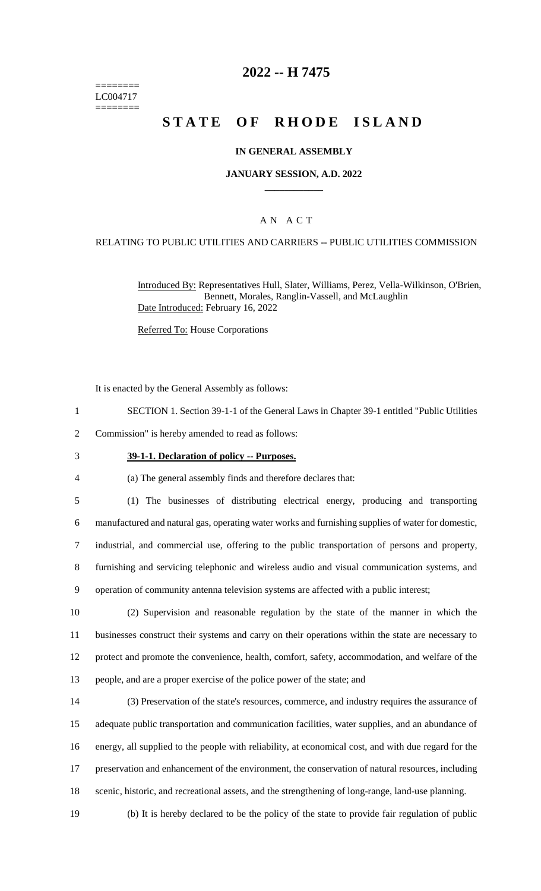========
LC004717
========

# 2022 -- H 7475

# STATE OF RHODE ISLAND

### IN GENERAL ASSEMBLY

### JANUARY SESSION, A.D. 2022

## A N A C T

### RELATING TO PUBLIC UTILITIES AND CARRIERS -- PUBLIC UTILITIES COMMISSION

Introduced By: Representatives Hull, Slater, Williams, Perez, Vella-Wilkinson, O'Brien, Bennett, Morales, Ranglin-Vassell, and McLaughlin

Date Introduced: February 16, 2022

Referred To: House Corporations

It is enacted by the General Assembly as follows:

1 SECTION 1. Section 39-1-1 of the General Laws in Chapter 39-1 entitled "Public Utilities
2 Commission" is hereby amended to read as follows:

3 **39-1-1. Declaration of policy -- Purposes.**

4 (a) The general assembly finds and therefore declares that:

5 (1) The businesses of distributing electrical energy, producing and transporting
6 manufactured and natural gas, operating water works and furnishing supplies of water for domestic,
7 industrial, and commercial use, offering to the public transportation of persons and property,
8 furnishing and servicing telephonic and wireless audio and visual communication systems, and
9 operation of community antenna television systems are affected with a public interest;

10 (2) Supervision and reasonable regulation by the state of the manner in which the
11 businesses construct their systems and carry on their operations within the state are necessary to
12 protect and promote the convenience, health, comfort, safety, accommodation, and welfare of the
13 people, and are a proper exercise of the police power of the state; and

14 (3) Preservation of the state's resources, commerce, and industry requires the assurance of
15 adequate public transportation and communication facilities, water supplies, and an abundance of
16 energy, all supplied to the people with reliability, at economical cost, and with due regard for the
17 preservation and enhancement of the environment, the conservation of natural resources, including
18 scenic, historic, and recreational assets, and the strengthening of long-range, land-use planning.

19 (b) It is hereby declared to be the policy of the state to provide fair regulation of public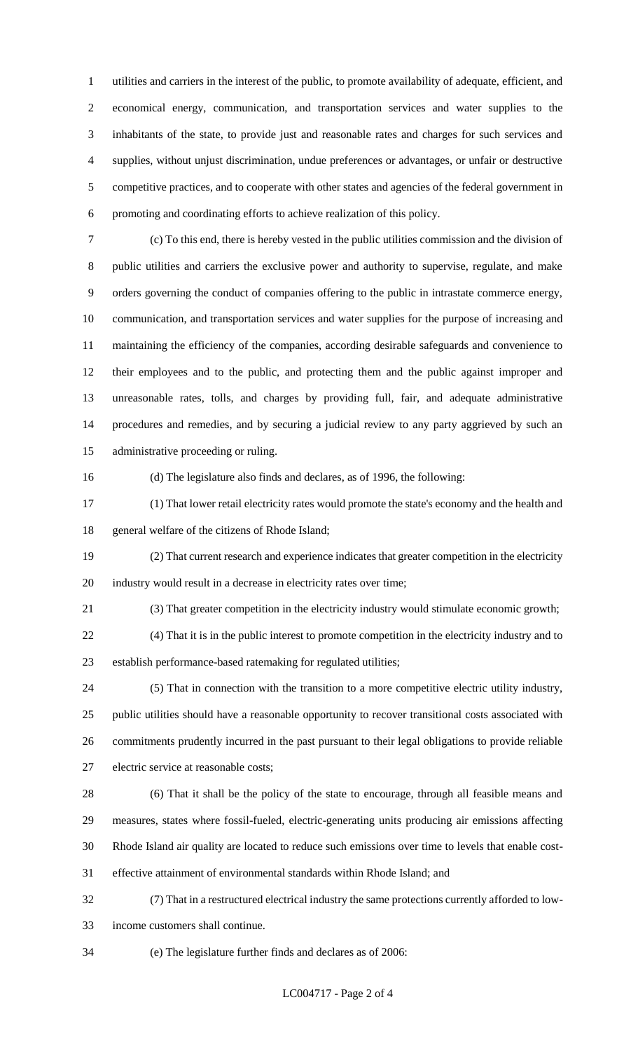utilities and carriers in the interest of the public, to promote availability of adequate, efficient, and economical energy, communication, and transportation services and water supplies to the inhabitants of the state, to provide just and reasonable rates and charges for such services and supplies, without unjust discrimination, undue preferences or advantages, or unfair or destructive competitive practices, and to cooperate with other states and agencies of the federal government in promoting and coordinating efforts to achieve realization of this policy.

(c) To this end, there is hereby vested in the public utilities commission and the division of public utilities and carriers the exclusive power and authority to supervise, regulate, and make orders governing the conduct of companies offering to the public in intrastate commerce energy, communication, and transportation services and water supplies for the purpose of increasing and maintaining the efficiency of the companies, according desirable safeguards and convenience to their employees and to the public, and protecting them and the public against improper and unreasonable rates, tolls, and charges by providing full, fair, and adequate administrative procedures and remedies, and by securing a judicial review to any party aggrieved by such an administrative proceeding or ruling.

(d) The legislature also finds and declares, as of 1996, the following:

(1) That lower retail electricity rates would promote the state's economy and the health and general welfare of the citizens of Rhode Island;

(2) That current research and experience indicates that greater competition in the electricity industry would result in a decrease in electricity rates over time;

(3) That greater competition in the electricity industry would stimulate economic growth;

(4) That it is in the public interest to promote competition in the electricity industry and to establish performance-based ratemaking for regulated utilities;

(5) That in connection with the transition to a more competitive electric utility industry, public utilities should have a reasonable opportunity to recover transitional costs associated with commitments prudently incurred in the past pursuant to their legal obligations to provide reliable electric service at reasonable costs;

(6) That it shall be the policy of the state to encourage, through all feasible means and measures, states where fossil-fueled, electric-generating units producing air emissions affecting Rhode Island air quality are located to reduce such emissions over time to levels that enable cost-effective attainment of environmental standards within Rhode Island; and

(7) That in a restructured electrical industry the same protections currently afforded to low-income customers shall continue.

(e) The legislature further finds and declares as of 2006: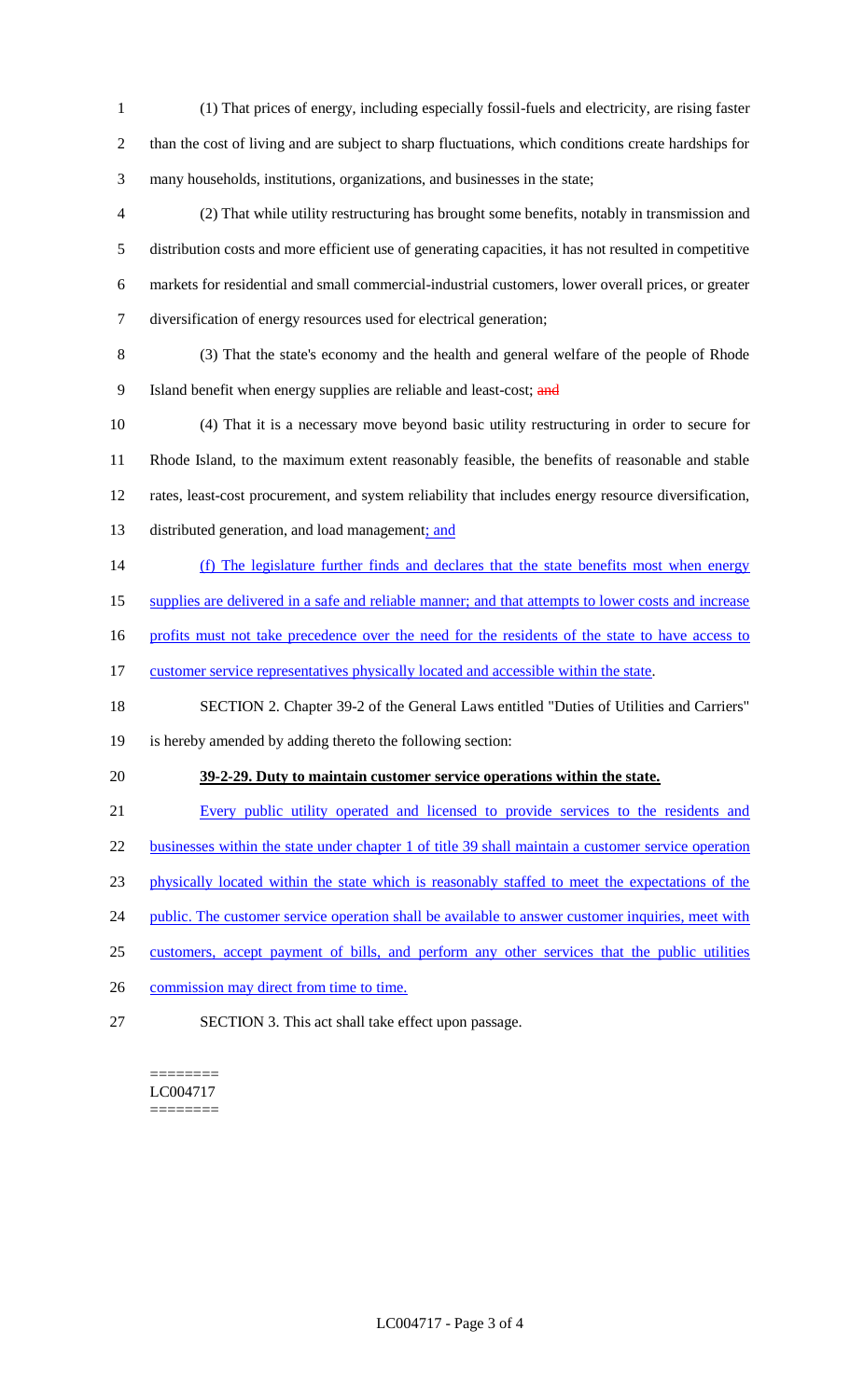(1) That prices of energy, including especially fossil-fuels and electricity, are rising faster than the cost of living and are subject to sharp fluctuations, which conditions create hardships for many households, institutions, organizations, and businesses in the state;

(2) That while utility restructuring has brought some benefits, notably in transmission and distribution costs and more efficient use of generating capacities, it has not resulted in competitive markets for residential and small commercial-industrial customers, lower overall prices, or greater diversification of energy resources used for electrical generation;

(3) That the state's economy and the health and general welfare of the people of Rhode Island benefit when energy supplies are reliable and least-cost; ~~and~~

(4) That it is a necessary move beyond basic utility restructuring in order to secure for Rhode Island, to the maximum extent reasonably feasible, the benefits of reasonable and stable rates, least-cost procurement, and system reliability that includes energy resource diversification, distributed generation, and load management; and

(f) The legislature further finds and declares that the state benefits most when energy supplies are delivered in a safe and reliable manner; and that attempts to lower costs and increase profits must not take precedence over the need for the residents of the state to have access to customer service representatives physically located and accessible within the state.

SECTION 2. Chapter 39-2 of the General Laws entitled "Duties of Utilities and Carriers" is hereby amended by adding thereto the following section:

**39-2-29. Duty to maintain customer service operations within the state.**

Every public utility operated and licensed to provide services to the residents and businesses within the state under chapter 1 of title 39 shall maintain a customer service operation physically located within the state which is reasonably staffed to meet the expectations of the public. The customer service operation shall be available to answer customer inquiries, meet with customers, accept payment of bills, and perform any other services that the public utilities commission may direct from time to time.

SECTION 3. This act shall take effect upon passage.

========
LC004717
========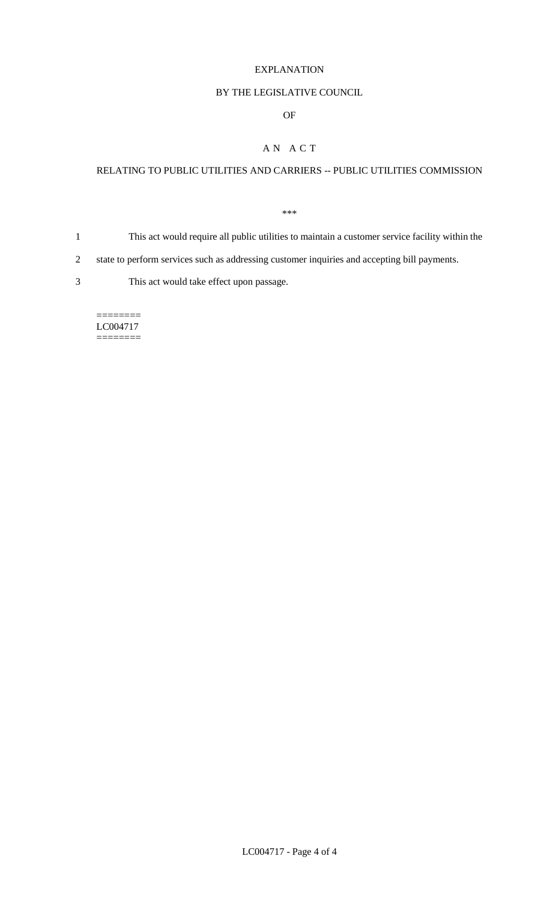EXPLANATION

BY THE LEGISLATIVE COUNCIL

OF

A N A C T

RELATING TO PUBLIC UTILITIES AND CARRIERS -- PUBLIC UTILITIES COMMISSION

\*\*\*

1 This act would require all public utilities to maintain a customer service facility within the

2 state to perform services such as addressing customer inquiries and accepting bill payments.

3 This act would take effect upon passage.

========
LC004717
========